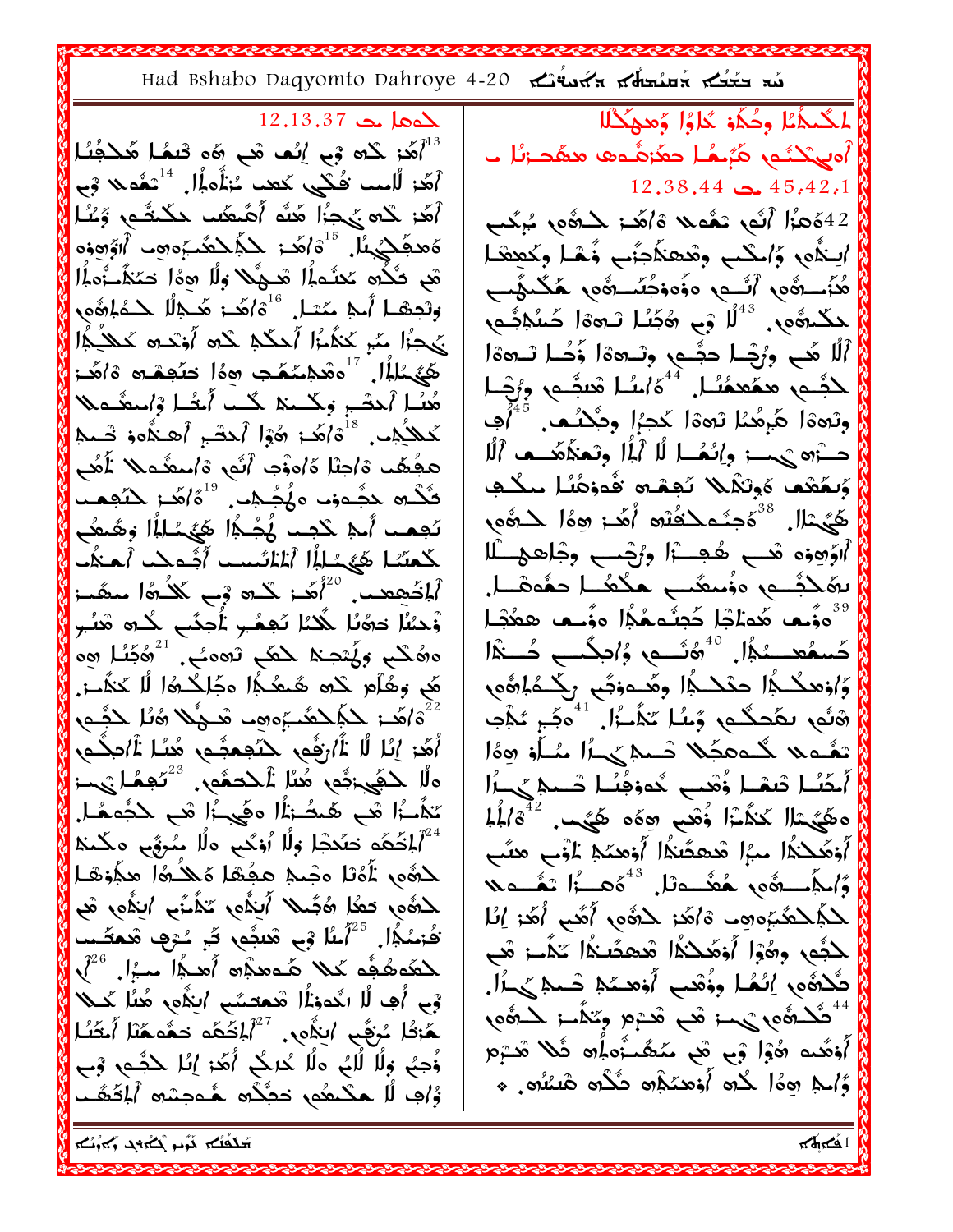## ܠܟܗܢܐ ܘܥܠܡܐ ܥܕܬܐ ܘܡܫܡܫܢܐ

ܐܘܢܓܠܝܘܢ ܩܕܝܫܐ ܕܟܪܘܙܘܬܗ ܕܡܪܩܘܣ ܡ
12.38.44 ܘܡܢ 45،42،1

[42] ܘܩܪܐ ܐܢܘܢ ܝܫܘܥ ܘܐܡܪ ܠܗܘܢ: ܝܕܥܝܢ ܐܢܬܘܢ ܕܗܢܘܢ ܕܡܣܬܒܪܝܢ ܕܪܫܐ ܐܢܘܢ ܕܥܡܡܐ ܡܪܝܐ ܐܢܘܢ ܘܪܘܪܒܢܝܗܘܢ ܫܠܝܛܝܢ ܥܠܝܗܘܢ. [43] ܠܐ ܗܟܢܐ ܢܗܘܐ ܒܝܢܬܟܘܢ. ܐܠܐ ܡܢ ܕܨܒܐ ܒܟܘܢ ܕܢܗܘܐ ܪܒܐ ܢܗܘܐ ܠܟܘܢ ܡܫܡܫܢܐ. [44] ܘܐܝܢܐ ܡܢܟܘܢ ܕܨܒܐ ܕܢܗܘܐ ܩܕܡܝܐ ܢܗܘܐ ܥܒܕܐ ܠܟܠ. [45] ܐܦ ܒܪܗ ܓܝܪ ܕܐܢܫܐ ܠܐ ܐܬܐ ܕܢܫܬܡܫ ܐܠܐ ܕܢܫܡܫ ܘܢܬܠ ܢܦܫܗ ܦܘܪܩܢܐ ܚܠܦ ܣܓܝܐܐ.

[38] ܘܒܝܘܠܦܢܗ ܐܡܪ ܗܘܐ ܠܗܘܢ: ܐܙܕܗܪܘ ܡܢ ܣܦܪܐ ܕܨܒܝܢ ܕܒܐܣܛܠܐ ܢܗܠܟܘܢ ܘܪܚܡܝܢ ܫܠܡܐ ܒܫܘܩܐ. [39] ܘܪܫ ܡܘܬܒܐ ܒܟܢܘܫܬܐ ܘܪܫ ܣܡܟܐ ܒܚܫܡܝܬܐ. [40] ܗܢܘܢ ܕܐܟܠܝܢ ܒܬܐ ܕܐܪܡܠܬܐ ܒܥܠܬܐ ܕܡܘܪܟܝܢ ܨܠܘܬܗܘܢ. ܗܢܘܢ ܢܩܒܠܘܢ ܕܝܢܐ ܝܬܝܪܐ. [41] ܘܟܕ ܝܬܒ ܝܫܘܥ ܠܘܩܒܠ ܒܝܬ ܓܙܐ ܚܙܐ ܗܘܐ ܐܝܟܢܐ ܟܢܫܐ ܪܡܝܢ ܟܣܦܐ ܠܒܝܬ ܓܙܐ ܘܥܬܝܪܐ ܣܓܝܐܐ ܪܡܝܢ ܗܘܘ. [42] ܘܐܬܬ ܚܕܐ ܐܪܡܠܬܐ ܡܣܟܢܬܐ ܘܪܡܬ ܬܪܝܢ ܫܡܘܢܝܢ ܕܐܝܬܝܗܘܢ ܪܘܒܥܐ. [43] ܘܩܪܐ ܝܫܘܥ ܠܬܠܡܝܕܘܗܝ ܘܐܡܪ ܠܗܘܢ: ܐܡܝܢ ܐܡܪ ܐܢܐ ܠܟܘܢ ܕܗܕܐ ܐܪܡܠܬܐ ܡܣܟܢܬܐ ܪܡܬ ܝܬܝܪ ܡܢ ܟܠܗܘܢ ܐܢܫܐ ܕܪܡܝܢ ܒܒܝܬ ܓܙܐ. [44] ܟܠܗܘܢ ܓܝܪ ܡܢ ܡܕܡ ܕܝܬܪ ܠܗܘܢ ܐܪܡܝܘ. ܗܕܐ ܕܝܢ ܡܢ ܚܣܝܪܘܬܗ ܟܠ ܡܕܡ ܕܐܝܬ ܗܘܐ ܠܗ ܐܪܡܝܬ ܟܠܗ ܩܢܝܢܗ. ❖

## ܠܘܩܐ ܡܢ 12.13.37

[13] ܐܡܪ ܠܗ ܕܝܢ ܚܕ ܡܢ ܗܘ ܟܢܫܐ: ܡܠܦܢܐ ܐܡܪ ܠܐܚܝ ܕܢܦܠܓ ܥܡܝ ܝܪܬܘܬܐ. [14] ܝܫܘܥ ܕܝܢ ܐܡܪ ܠܗ: ܓܒܪܐ ܡܢܘ ܐܩܝܡܢܝ ܥܠܝܟܘܢ ܕܝܢܐ ܘܦܠܘܓܐ. [15] ܘܐܡܪ ܠܬܠܡܝܕܘܗܝ: ܚܙܘ ܐܙܕܗܪܘ ܡܢ ܟܠܗ ܥܠܘܒܘܬܐ ܕܠܐ ܗܘܐ ܒܡܝܬܪܘܬܐ ܕܩܢܝܢܐ ܐܝܬܝܗܘܢ ܚܝܐ. [16] ܘܐܡܪ ܠܗܘܢ ܡܬܠܐ: ܓܒܪܐ ܚܕ ܥܬܝܪܐ ܐܥܠܬ ܠܗ ܐܪܥܗ ܥܠܠܬܐ ܣܓܝܐܬܐ. [17] ܘܡܬܪܥܐ ܗܘܐ ܒܢܦܫܗ ܘܐܡܪ: ܡܢܐ ܐܥܒܕ ܕܠܝܬ ܠܝ ܐܝܟܐ ܐܟܢܫ ܥܠܠܬܝ. [18] ܘܐܡܪ: ܗܕܐ ܐܥܒܕ ܐܣܬܘܪ ܒܝܬ ܐܘܨܪܝ ܘܐܒܢܐ ܘܐܪܘܒ ܐܢܘܢ ܘܐܟܢܫ ܬܡܢ ܟܠܗ ܥܒܘܪܝ ܘܛܒܬܝ. [19] ܘܐܡܪ ܠܢܦܫܝ: ܢܦܫܝ ܐܝܬ ܠܟܝ ܛܒܬܐ ܣܓܝܐܬܐ ܕܣܝܡܢ ܠܫܢܝܐ ܣܓܝܐܬܐ ܐܬܢܝܚܝ ܐܟܘܠܝ ܐܫܬܝ ܘܐܬܒܣܡܝ. [20] ܐܡܪ ܠܗ ܐܠܗܐ: ܚܣܝܪ ܪܥܝܢܐ ܒܗܢܐ ܠܠܝܐ ܢܦܫܟ ܬܒܥܝܢ ܠܗ ܡܢܟ ܘܗܠܝܢ ܕܛܝܒܬ ܠܡܢ ܢܗܘܝܢ. [21] ܗܟܢܐ ܗܘ ܡܢ ܕܣܐܡ ܠܗ ܣܝܡܬܐ ܘܒܐܠܗܐ ܠܐ ܥܬܪ. [22] ܘܐܡܪ ܠܬܠܡܝܕܘܗܝ: ܡܛܠ ܗܢܐ ܐܡܪ ܐܢܐ ܠܟܘܢ ܠܐ ܬܐܨܦܘܢ ܠܢܦܫܟܘܢ ܡܢܐ ܬܐܟܠܘܢ ܘܠܐ ܠܦܓܪܟܘܢ ܡܢܐ ܬܠܒܫܘܢ. [23] ܢܦܫܐ ܓܝܪ ܝܬܝܪܐ ܡܢ ܣܝܒܪܬܐ ܘܦܓܪܐ ܡܢ ܠܒܘܫܐ. [24] ܐܬܒܩܘ ܒܥܘܪܒܐ ܕܠܐ ܙܪܥܝܢ ܘܠܐ ܚܨܕܝܢ ܘܠܝܬ ܠܗܘܢ ܬܐܡܘܢܐ ܘܒܝܬ ܐܘܨܪܐ ܘܐܠܗܐ ܡܬܪܣܐ ܠܗܘܢ. ܟܡܐ ܗܟܝܠ ܐܢܬܘܢ ܝܬܝܪܝܢ ܡܢ ܦܪܚܬܐ. [25] ܡܢܘ ܕܝܢ ܡܢܟܘܢ ܟܕ ܝܨܦ ܡܫܟܚ ܠܡܘܣܦܘ ܥܠ ܩܘܡܬܗ ܐܡܬܐ ܚܕܐ. [26] ܐܢ ܗܟܝܠ ܐܦ ܠܐ ܠܙܥܘܪܬܐ ܡܫܟܚܝܢ ܐܢܬܘܢ ܡܢܐ ܥܠ ܫܪܟܐ ܝܨܦܝܢ ܐܢܬܘܢ. [27] ܐܬܒܩܘ ܒܫܘܫܢܐ ܐܝܟܢܐ ܪܒܝܢ ܕܠܐ ܠܐܝܢ ܘܠܐ ܙܩܪܢ. ܐܡܪ ܐܢܐ ܠܟܘܢ ܕܝܢ ܕܐܦܠܐ ܫܠܝܡܘܢ ܒܟܠܗ ܫܘܒܚܗ ܐܬܟܣܝ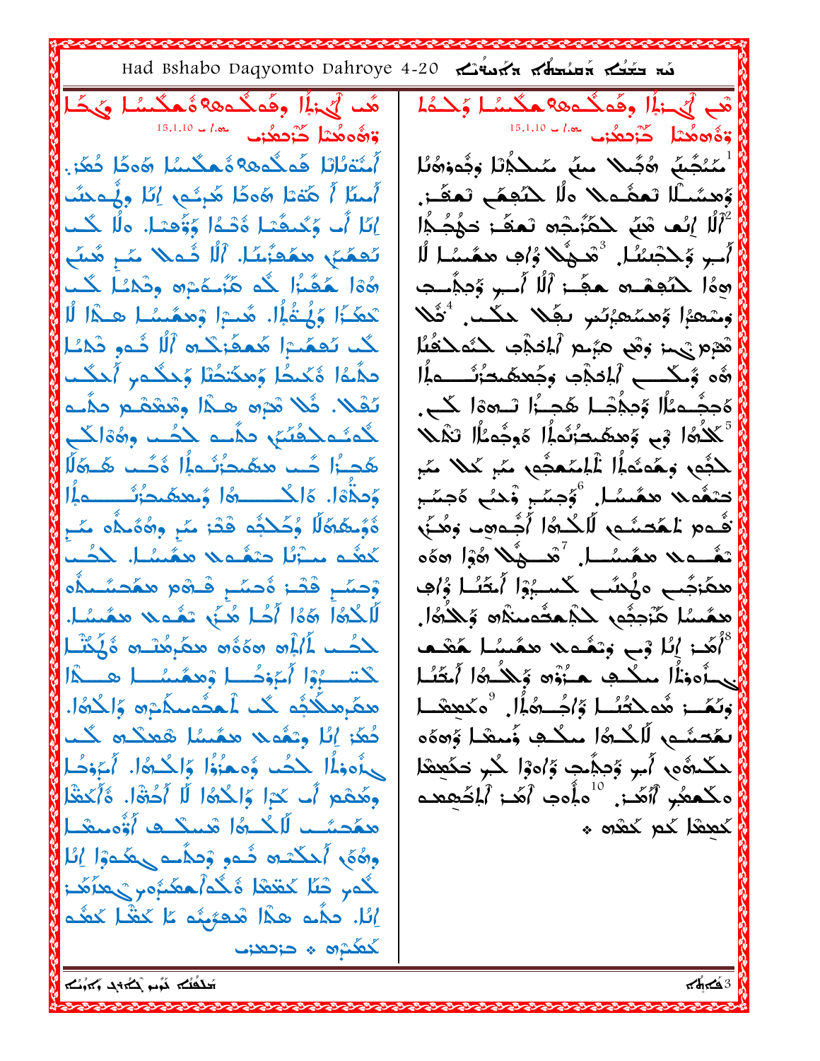## ܡܢ ܐܓܪܬܐ ܕܦܘܠܘܣ ܫܠܝܚܐ ܕܠܘܬ ܪ̈ܗܘܡܝܐ

ܡܢ 15.1.10

[1] ܡܚܝܒܝܢ ܗܘܝܢ ܡܢܢ ܚܝܠ̈ܬܢܐ ܕܢܫܩܘܠ ܟܘܪ̈ܗܢܐ ܕܡܚܝ̈ܠܐ ܘܠܐ ܠܢܦܫܢ ܢܫܦܪ. [2] ܐܠܐ ܐܢܫ ܡܢܢ ܠܩܪܝܒܗ ܢܫܦܪ ܒܛ̈ܒܬܐ ܐܝܟ ܕܠܒܢܝܢܐ. [3] ܡܛܠ ܕܐܦ ܡܫܝܚܐ ܠܐ ܗܘܐ ܠܢܦܫܗ ܫܦܪ ܐܠܐ ܐܝܟ ܕܟܬܝܒ ܘܚܣ̈ܕܐ ܕܡܚܣܕܢ̈ܝܟ ܢܦܠܘ ܥܠܝ. [4] ܟܠܗܝܢ ܓܝܪ ܕܡܢ ܩܕܝܡ ܐܬܟܬܒ ܠܡܠܦܢܘܬܢ ܐܬܟܬܒ ܕܒܡܣܝܒܪܢܘܬܐ ܘܒܒܘܝܐܐ ܕܟܬܒ̈ܐ ܣܒܪܐ ܢܗܘܐ ܠܢ. [5] ܐܠܗܐ ܕܝܢ ܕܡܣܝܒܪܢܘܬܐ ܘܕܒܘܝܐܐ ܢܬܠ ܠܟܘܢ ܕܚܕ ܪܥܝܢܐ ܬܗܘܘܢ ܚܕ ܥܡ ܚܕ ܒܝܫܘܥ ܡܫܝܚܐ. [6] ܕܒܚܕ ܦܘܡܐ ܘܒܚܕ ܢܦܫܐ ܬܫܒܚܘܢ ܠܐܠܗܐ ܐܒܘܗܝ ܕܡܪܢ ܝܫܘܥ ܡܫܝܚܐ. [7] ܡܛܠ ܗܢܐ ܗܘܘ ܡܩܪܒܝܢ ܚܕ ܠܚܕ ܐܝܟܢܐ ܕܐܦ ܡܫܝܚܐ ܩܪܒܟܘܢ ܠܫܘܒܚܗ ܕܐܠܗܐ. [8] ܐܡܪ ܐܢܐ ܕܝܢ ܕܝܫܘܥ ܡܫܝܚܐ ܡܫܡܫܢܐ ܗܘܐ ܕܓܙܘܪܬܐ ܚܠܦ ܫܪܪܗ ܕܐܠܗܐ ܕܢܫܪܪ ܫܘ̈ܘܕܝܐ ܕܐܒܗ̈ܬܐ. [9] ܘܥܡ̈ܡܐ ܢܫܒܚܘܢ ܠܐܠܗܐ ܡܛܠ ܚܢܢܗ ܕܥܠܝܗܘܢ ܐܝܟ ܕܟܬܝܒ ܕܐܘܕܐ ܠܟ ܒܥܡ̈ܡܐ ܘܠܫܡܟ ܐܙܡܪ. [10] ܘܬܘܒ ܐܡܪ ܐܬܒܣܡܘ ܥܡ̈ܡܐ ܥܡ ܥܡܗ ✤

## ܦܨܠ ܡܢ ܪܣܐܠܐ ܒܘܠܘܣ ܐܠܪܣܘܠ ܐܠܝ ܐܗܠ ܪܘܡܝܗ

ܡܢ 15.1.10

ܝܓܒ ܥܠܝܢܐ ܢܚܢ ܐܠܐܩܘܝܐ ܐܢ ܢܚܬܡܠ ܐܘܗܐܢ ܐܠܨܥܦܐ ܘܠܐ ܢܪܨܝ ܐܢܦܣܢܐ. ܦܠܝܪܨ ܟܠ ܘܐܚܕ ܡܢܐ ܩܪܝܒܗ ܠܠܟܝܪ ܠܐܓܠ ܐܠܒܢܝܐܢ. ܠܐܢ ܐܠܡܣܝܚ ܐܝܨܐ ܠܡ ܝܪܨ ܢܦܣܗ ܒܠ ܟܡܐ ܗܘ ܡܟܬܘܒ ܬܥܝܝܪܐܬ ܡܥܝܪܝܟ ܘܩܥܬ ܥܠܝ. ܠܐܢ ܟܠ ܡܐ ܣܒܩ ܦܟܬܒ ܟܬܒ ܠܐܓܠ ܬܥܠܝܡܢܐ ܚܬܝ ܒܐܠܨܒܪ ܘܒܬܥܙܝܗ ܡܐ ܦܝ ܐܠܟܬܒ ܝܟܘܢ ܠܢܐ ܪܓܐܐ. ܘܠܝܥܛܟܡ ܐܠܗ ܐܠܨܒܪ ܘܐܠܬܥܙܝܗ ܐܢ ܬܗܬܡܘܐ ܐܗܬܡܐܡܐ ܘܐܚܕܐ ܦܝܡܐ ܒܝܢܟܡ ܒܚܣܒ ܐܠܡܣܝܚ ܝܣܘܥ. ܠܟܝ ܬܡܓܕܘܐ ܐܠܠܗ ܐܒܐ ܪܒܢܐ ܝܣܘܥ ܐܠܡܣܝܚ ܒܢܦܣ ܘܐܚܕܗ ܘܦܡ ܘܐܚܕ. ܠܕܠܟ ܐܩܒܠܘܐ ܒܥܨܟܡ ܒܥܨܐ ܟܡܐ ܐܢ ܐܠܡܣܝܚ ܐܝܨܐ ܩܒܠܢܐ ܠܡܓܕ ܐܠܠܗ. ܘܐܩܘܠ ܐܢ ܝܣܘܥ ܐܠܡܣܝܚ ܩܕ ܨܐܪ ܟܐܕܡ ܐܠܟܬܐܢ ܡܢ ܐܓܠ ܨܕܩ ܐܠܠܗ ܚܬܝ ܝܬܒܬ ܡܘܥܝܕ ܐܠܐܒܐܐ. ܘܐܡܐ ܐܠܐܡܡ ܦܡܓܕܘܐ ܐܠܠܗ ܡܢ ܐܓܠ ܐܠܪܚܡܗ ܟܡܐ ܗܘ ܡܟܬܘܒ ܡܢ ܐܓܠ ܕܠܟ ܣܐܚܡܕܟ ܦܝ ܐܠܐܡܡ ܘܐܪܬܠ ܠܐܣܡܟ. ܘܝܩܘܠ ܐܝܨܐ ܬܗܠܠܘܐ ܝܐ ܐܠܐܡܡ ܡܥ ܫܥܒܗ ✤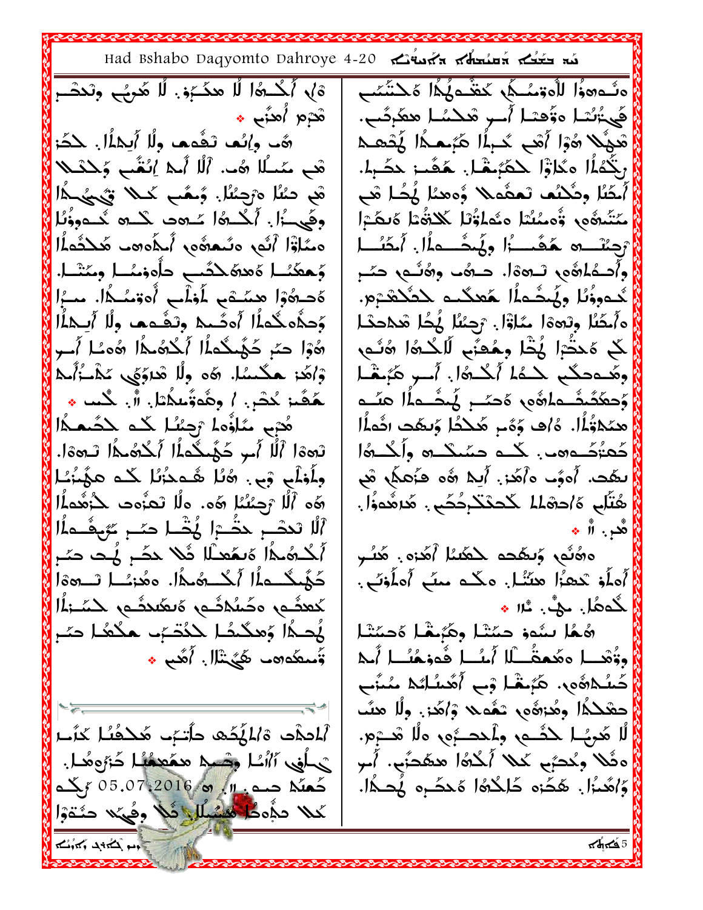ܘܢܘܗܪܐ ܠܐܘܪܚܬܐ ܟܫܠܝܚܘܬܐ ܘܟܢܫܢ

ܦܝܪ̈ܝܢܐ ܘܙܕܩܐ ܐܝܟ ܫܠܝܚܐ ܡܫܝܚܝܐ.

ܫܡܥܘܢ ܗܘܐ ܐܚܝ ܟܐܦܐ ܕܒܝܬ ܨܝܕܐ ܠܩܘܕܡ

ܪܝܫܢܐ ܘܬܪܥܐ ܠܫܠܝܚܐ. ܡܩܝܡ ܠܡܫܝܚܐ.

ܐܢܫܐ ܘܟܠܗܘܢ ܠܫܡܥܘܢ ܟܐܦܐ ܠܝܚܐ ܡܢ

ܡܢܬܗܘܢ ܟܐܦܐ ܘܫܠܝܚܐ ܠܟܠܗܘܢ ܘܫܡܥܘ

ܪܫܝܢܐ ܫܡܥܘܢ ܘܠܝܚܐ. ܐܢܫܐ

ܘܐܢܫܐ ܬܪܝܢ. ܒܗܘܢ ܘܬܘܒ ܟܢ

ܟܘܒܐ ܘܠܝܚܘܬܐ ܫܡܥܘܢ ܠܫܠܝܚܘܬܗ.

ܘܐܢܫܐ ܘܬܪܝܢ ܫܠܝܚܐ. ܪܝܫܐ ܠܝܚܐ ܫܡܥܘܢ

ܟܠ ܫܡܥܘܢ ܠܝܚܐ ܘܫܡܥܘܢ ܠܡܫܝܚܐ ܫܡܥܘܢ

ܘܫܡܥܘܢ ܟܐܦܐ ܕܡܫܝܚܐ. ܐܝܟ ܫܠܝܚܐ

ܘܫܡܥܘܢ ܫܠܝܚܘܬܗ ܟܐܦܐ ܫܠܝܚܘܬܐ ܫܡܥܘܢ

ܫܡܥܘܢ. ܘܐܦ ܫܡܥܘܢ ܫܡܥܘܢ ܘܫܡܥܘܢ ܟܐܦܐ

ܟܐܦܐ. ܟܢ ܫܡܥܘܢ ܘܡܫܝܚܐ

ܫܡܥܘܢ. ܐܘܦ ܘܐܡܪ. ܐܝܟ ܗܘ ܫܡܥܘܢ ܡܢ

ܫܠܝܚܐ ܘܐܚܝܢ ܠܟܢܫܝܢ. ܫܡܥܘܢ.

ܫܡ: ܀

ܘܫܡܥܘܢ ܘܫܡܥܘܢ ܠܫܡܥܘܢ ܐܡܪܘ. ܫܡܥܘܢ

ܐܡܪ ܫܡܥܘܢ ܫܡܥܘܢ. ܘܟܠ ܡܢ ܐܡܪ.

ܫܡܥܘܢ. ܡܢ. ܀

ܫܡܥܘܢ ܫܡܥܘܢ ܫܡܥܘܢ ܘܫܠܝܚܐ ܘܫܡܥܘܢ

ܘܫܡܥܘܢ ܘܫܡܥܘܢ ܐܝܟ ܫܡܥܘܢ ܐܝܟ

ܟܢܫܗܘܢ. ܫܠܝܚܐ ܘܡܢ ܐܡܪܘܢ ܡܢ

ܫܡܥܘܢ ܘܫܡܥܘܢ ܫܡܥܘܢ ܘܐܡܪ. ܘܠܐ ܡܢ

ܠܐ ܫܡܥܘܢ ܠܫܡܥܘܢ ܘܫܡܥܘܢ ܘܠܐ ܫܡܥܘܢ.

ܘܫܡܥܘܢ ܘܫܡܥܘܢ ܟܠ ܐܠܗܐ ܫܡܥܘܢ. ܐܝܟ

ܘܐܡܪ. ܫܡܥܘܢ ܠܐܠܗܐ ܘܫܡܥܘܢ ܫܡܥܘܢ.

ܘܠ ܐܠܗܐ ܠܐ ܫܡܥܘܢ. ܠܐ ܫܡܥܘܢ ܘܫܡܥܘܢ

ܫܡܥܘܢ ܐܡܪ ܀

ܗܘ ܘܐܝܟ ܫܡܥܘܢ ܘܠܐ ܐܝܬܝܬܐ. ܠܟܢ

ܫܡܥܘܢ ܫܡܥܘܢ ܗܘ. ܐܠܐ ܐܝܟ ܐܝܟ ܘܫܡܥܘܢ

ܫܡܥܘܢ ܫܡܥܘܢ ܘܫܡܥܘܢ ܠܟܢ ܫܡܥܘܢ ܫܡܥܘܢ

ܘܫܡܥܘܢ. ܐܠܗܐ ܫܡܥܘܢ ܟܢܗ ܫܡܥܘܢ

ܘܫܡܥܘܢ. ܐܠܗܐ ܫܡܥܘܢ ܘܫܡܥܘܢ

ܘܫܡܥܘܢ ܘܫܡܥܘܢ ܘܫܡܥܘܢ. ܫܡܥܘܢ

ܫܡܥܘܢ ܫܡܥܘܢ ܐܠܗܐ ܫܡܥܘܢ ܫܡܥܘܢ ܐܝܟ

ܘܐܡܪ ܫܡܥܘܢ. ܗܘ ܘܠܐ ܫܡܥܘܢ ܫܡܥܘܢ

ܫܡܥܘܢ ܫܡܥܘܢ ܫ. ܫܡ ܀

ܫܡܥܘܢ ܫܡܥܘܢ ܫܡܥܘܢ ܟܢ ܠܫܡܥܘܢ

ܬܘܒ ܐܠܐ ܐܝܟ ܫܡܥܘܢ ܐܠܗܐ ܬܘܒ.

ܘܫܡܥܘܢ ܡܢ. ܗܘܐ ܫܡܥܘܢ ܟܢ ܫܡܥܘܢ

ܗܘ ܐܠܐ ܫܡܥܘܢ ܗܘ. ܘܠܐ ܫܡܥܘܢ ܫܡܥܘܢ

ܐܠܐ ܫܡܥܘܢ ܫܡܥܘܢ ܫܡܥܘܢ ܡܢ ܫܡܥܘܢ

ܐܠܗܐ ܘܫܡܥܘܢ ܠܐ ܟܢ ܠܟ ܡܢ

ܫܡܥܘܢ ܐܠܗܐ. ܘܫܡܥܘܢ ܬܘܒ

ܫܡܥܘܢ ܘܫܡܥܘܢ ܘܫܡܥܘܢ ܠܫܡܥܘܢ

ܫܡܥܘܢ ܘܫܡܥܘܢ ܠܫܡܥܘܢ ܫܡܥܘܢ ܡܢ

ܫܡܥܘܢ ܫܡܥܘܢ. ܐܡܝܢ ܀

ܐܠܗܐ ܘܫܡܥܘܢ ܒܫܡܥܘܢ ܫܡܥܘܢ ܟܢܫܐ

ܫܡܥܘܢ ܐܠܗܐ ܘܫܡܥܘܢ ܫܡܥܘܢ ܫܡܥܘܢ.

ܫܡܥܘܢ ܫܡܥܘܢ 05.07.2016 ܫܡܥܘܢ

ܟܠ ܫܡܥܘܢ ܫܡܥܘܢ ܠܐ ܘܫܡܥܘܢ ܫܡܥܘܢ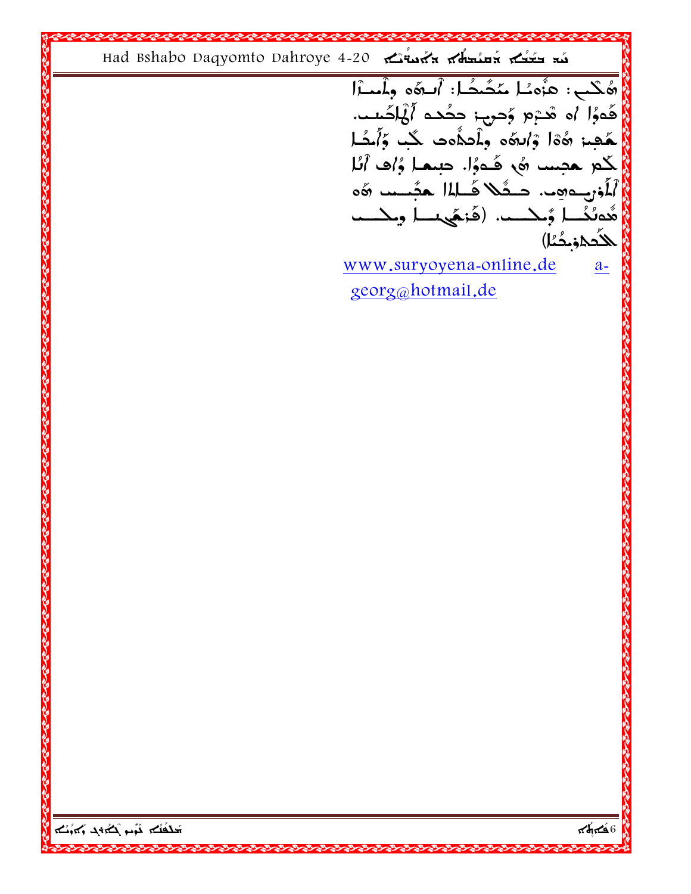ܗܳܟ݂ܺܝܠ: ܦܽܘܪܫܳܢܳܐ ܡܫܰܡܠܝܳܐ: ܐܺܝܬܰܘܗ̱ܝ ܕܰܐܡܺܝܪܳܐ
ܦܺܐܪܳܐ ܐܳܘ ܦܶܬܓ݂ܳܡ ܕܰܟ݂ܬܺܝܒ ܒܟ݂ܽܠܗ ܐܶܘܰܢܓܶܠܝܳܘܢ.
ܡܰܠܦ݂ ܗܳܕܳܐ ܕܰܐܝܟܰܢܳܐ ܢܶܬܗܰܦܶܟ݂ ܥܰܡ ܕܰܐܢܳܫܳܐ
ܟܽܠ ܚܰܕ ܡܶܢ ܗܽܘ ܦܺܐܪܳܐ. ܒܬܪܟܢ ܕܳܐܦ ܐܶܢܳܐ
ܐܶܬܥܰܗܕܶܬ݂ܽܘܢ. ܒܟ݂ܽܠ ܫܳܐܠܳܐ ܡܶܛܽܠ ܗܽܘ
ܦܽܘܢܳܝܳܐ ܕܰܠܟ݂ܘܢ. (ܦܰܪܨܽܘܦܳܐ ܕܰܠܟ݂ܘܢ
ܠܡܰܬܥܺܝܪܽܘܬܳܐ)

www.suryoyena-online.de    a-georg@hotmail.de